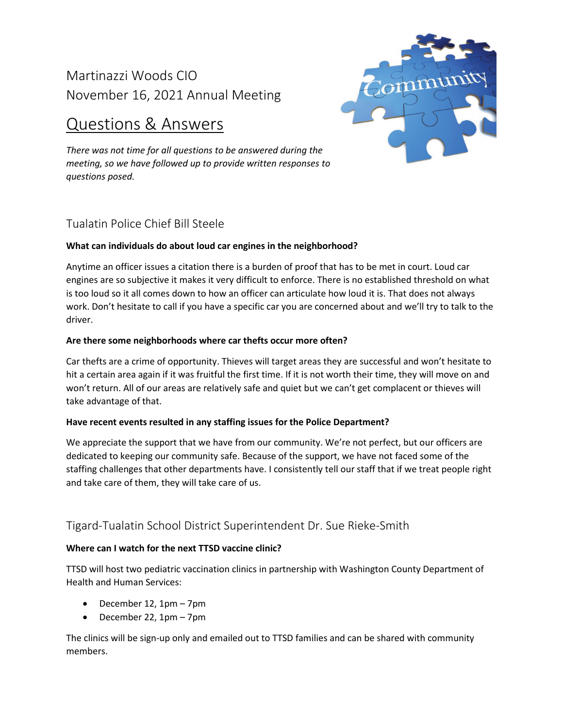# Martinazzi Woods CIO
# November 16, 2021 Annual Meeting

# Questions & Answers

*There was not time for all questions to be answered during the meeting, so we have followed up to provide written responses to questions posed.*

## Tualatin Police Chief Bill Steele

**What can individuals do about loud car engines in the neighborhood?**

Anytime an officer issues a citation there is a burden of proof that has to be met in court. Loud car engines are so subjective it makes it very difficult to enforce. There is no established threshold on what is too loud so it all comes down to how an officer can articulate how loud it is. That does not always work. Don't hesitate to call if you have a specific car you are concerned about and we'll try to talk to the driver.

**Are there some neighborhoods where car thefts occur more often?**

Car thefts are a crime of opportunity. Thieves will target areas they are successful and won't hesitate to hit a certain area again if it was fruitful the first time. If it is not worth their time, they will move on and won't return. All of our areas are relatively safe and quiet but we can't get complacent or thieves will take advantage of that.

**Have recent events resulted in any staffing issues for the Police Department?**

We appreciate the support that we have from our community. We're not perfect, but our officers are dedicated to keeping our community safe. Because of the support, we have not faced some of the staffing challenges that other departments have. I consistently tell our staff that if we treat people right and take care of them, they will take care of us.

## Tigard-Tualatin School District Superintendent Dr. Sue Rieke-Smith

**Where can I watch for the next TTSD vaccine clinic?**

TTSD will host two pediatric vaccination clinics in partnership with Washington County Department of Health and Human Services:

- December 12, 1pm – 7pm
- December 22, 1pm – 7pm

The clinics will be sign-up only and emailed out to TTSD families and can be shared with community members.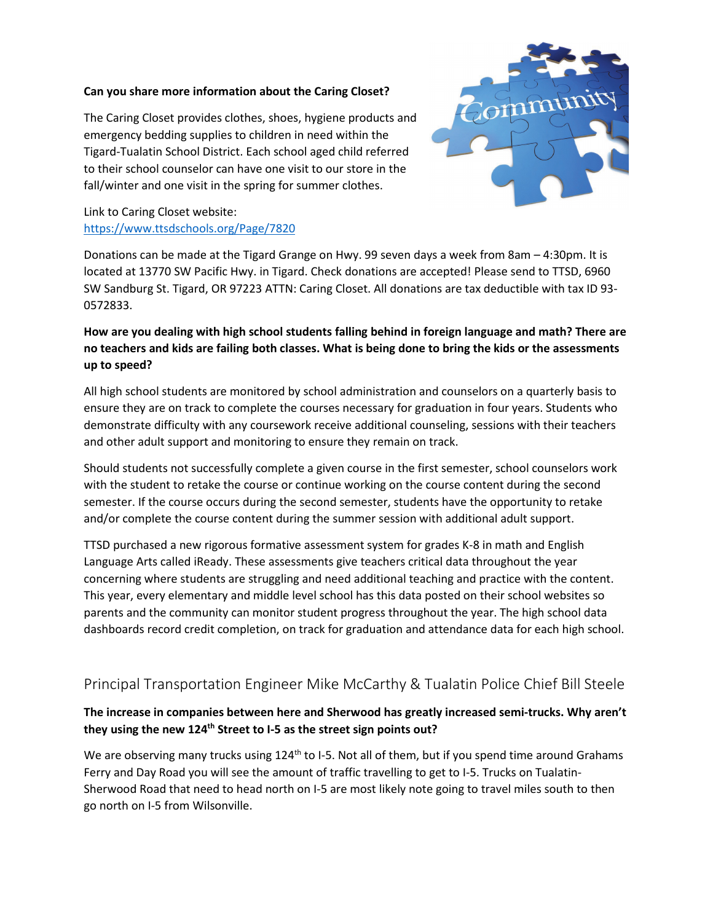**Can you share more information about the Caring Closet?**

The Caring Closet provides clothes, shoes, hygiene products and emergency bedding supplies to children in need within the Tigard-Tualatin School District. Each school aged child referred to their school counselor can have one visit to our store in the fall/winter and one visit in the spring for summer clothes.

Link to Caring Closet website:
https://www.ttsdschools.org/Page/7820

Donations can be made at the Tigard Grange on Hwy. 99 seven days a week from 8am – 4:30pm. It is located at 13770 SW Pacific Hwy. in Tigard. Check donations are accepted! Please send to TTSD, 6960 SW Sandburg St. Tigard, OR 97223 ATTN: Caring Closet. All donations are tax deductible with tax ID 93-0572833.

**How are you dealing with high school students falling behind in foreign language and math? There are no teachers and kids are failing both classes. What is being done to bring the kids or the assessments up to speed?**

All high school students are monitored by school administration and counselors on a quarterly basis to ensure they are on track to complete the courses necessary for graduation in four years. Students who demonstrate difficulty with any coursework receive additional counseling, sessions with their teachers and other adult support and monitoring to ensure they remain on track.

Should students not successfully complete a given course in the first semester, school counselors work with the student to retake the course or continue working on the course content during the second semester. If the course occurs during the second semester, students have the opportunity to retake and/or complete the course content during the summer session with additional adult support.

TTSD purchased a new rigorous formative assessment system for grades K-8 in math and English Language Arts called iReady. These assessments give teachers critical data throughout the year concerning where students are struggling and need additional teaching and practice with the content. This year, every elementary and middle level school has this data posted on their school websites so parents and the community can monitor student progress throughout the year. The high school data dashboards record credit completion, on track for graduation and attendance data for each high school.

## Principal Transportation Engineer Mike McCarthy & Tualatin Police Chief Bill Steele

**The increase in companies between here and Sherwood has greatly increased semi-trucks. Why aren't they using the new 124th Street to I-5 as the street sign points out?**

We are observing many trucks using 124th to I-5. Not all of them, but if you spend time around Grahams Ferry and Day Road you will see the amount of traffic travelling to get to I-5. Trucks on Tualatin-Sherwood Road that need to head north on I-5 are most likely note going to travel miles south to then go north on I-5 from Wilsonville.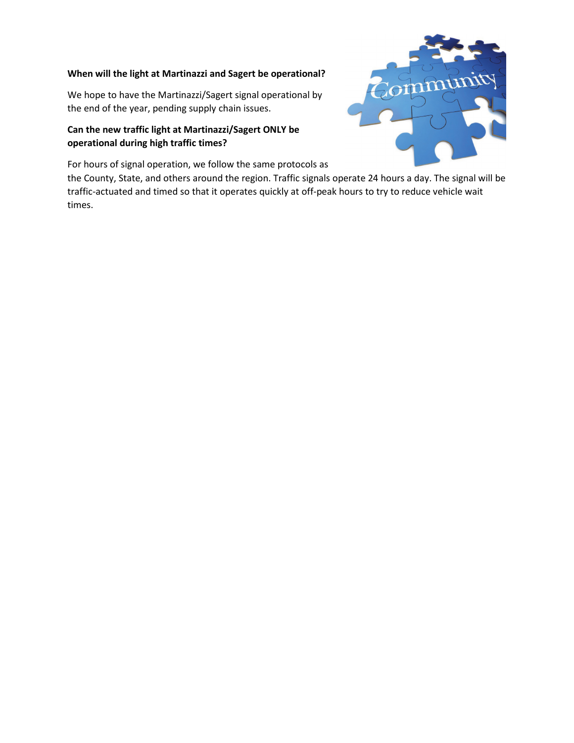**When will the light at Martinazzi and Sagert be operational?**

We hope to have the Martinazzi/Sagert signal operational by the end of the year, pending supply chain issues.

**Can the new traffic light at Martinazzi/Sagert ONLY be operational during high traffic times?**

For hours of signal operation, we follow the same protocols as the County, State, and others around the region. Traffic signals operate 24 hours a day. The signal will be traffic-actuated and timed so that it operates quickly at off-peak hours to try to reduce vehicle wait times.